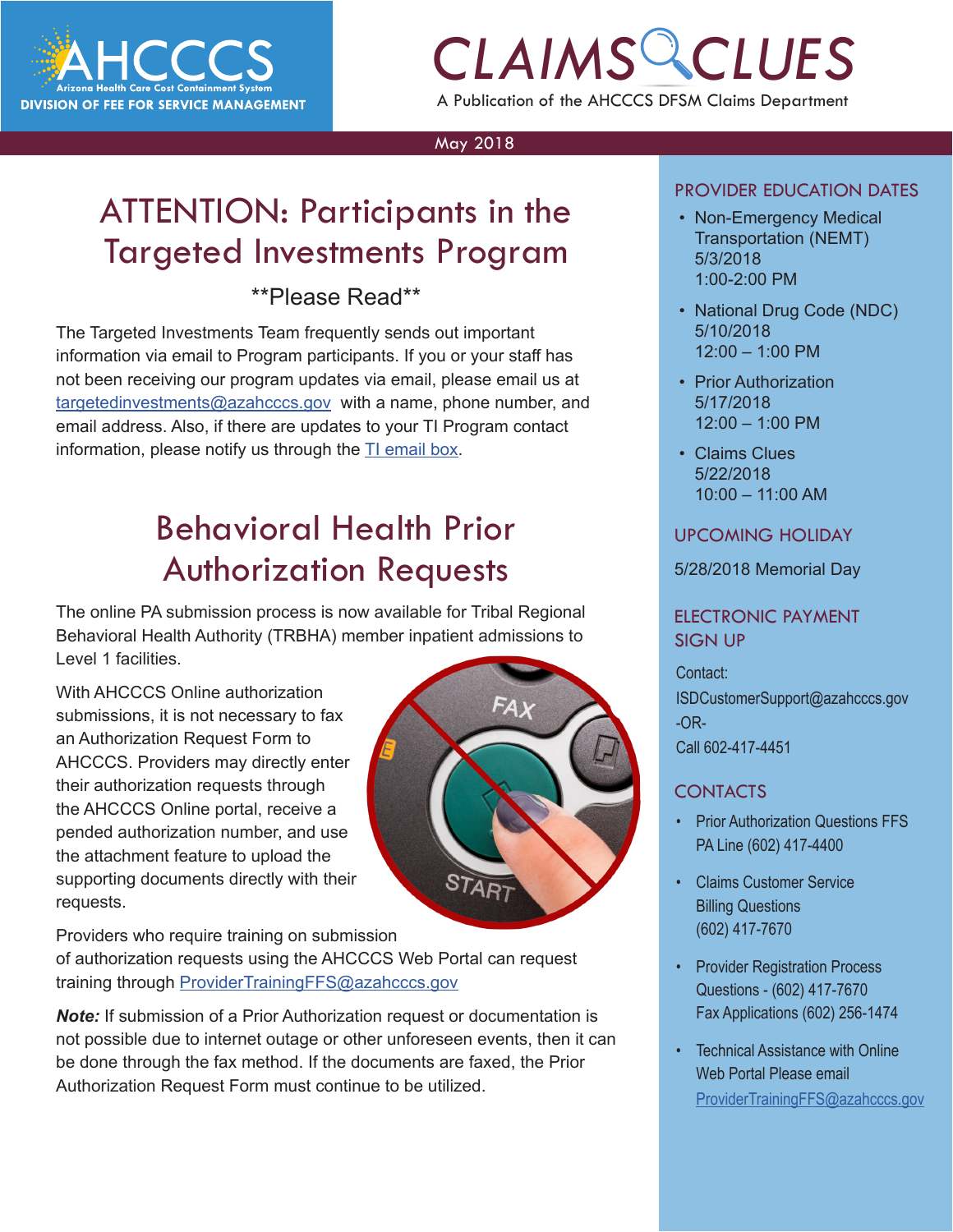AHCCCS
Arizona Health Care Cost Containment System
DIVISION OF FEE FOR SERVICE MANAGEMENT

# CLAIMS CLUES

A Publication of the AHCCCS DFSM Claims Department

May 2018

## ATTENTION: Participants in the Targeted Investments Program

**Please Read**

The Targeted Investments Team frequently sends out important information via email to Program participants. If you or your staff has not been receiving our program updates via email, please email us at targetedinvestments@azahcccs.gov with a name, phone number, and email address. Also, if there are updates to your TI Program contact information, please notify us through the TI email box.

## Behavioral Health Prior Authorization Requests

The online PA submission process is now available for Tribal Regional Behavioral Health Authority (TRBHA) member inpatient admissions to Level 1 facilities.

With AHCCCS Online authorization submissions, it is not necessary to fax an Authorization Request Form to AHCCCS. Providers may directly enter their authorization requests through the AHCCCS Online portal, receive a pended authorization number, and use the attachment feature to upload the supporting documents directly with their requests.

Providers who require training on submission of authorization requests using the AHCCCS Web Portal can request training through ProviderTrainingFFS@azahcccs.gov

***Note:*** If submission of a Prior Authorization request or documentation is not possible due to internet outage or other unforeseen events, then it can be done through the fax method. If the documents are faxed, the Prior Authorization Request Form must continue to be utilized.

### PROVIDER EDUCATION DATES

- Non-Emergency Medical Transportation (NEMT)
  5/3/2018
  1:00-2:00 PM
- National Drug Code (NDC)
  5/10/2018
  12:00 – 1:00 PM
- Prior Authorization
  5/17/2018
  12:00 – 1:00 PM
- Claims Clues
  5/22/2018
  10:00 – 11:00 AM

### UPCOMING HOLIDAY

5/28/2018 Memorial Day

### ELECTRONIC PAYMENT SIGN UP

Contact:
ISDCustomerSupport@azahcccs.gov
-OR-
Call 602-417-4451

### CONTACTS

- Prior Authorization Questions FFS PA Line (602) 417-4400
- Claims Customer Service Billing Questions (602) 417-7670
- Provider Registration Process Questions - (602) 417-7670
  Fax Applications (602) 256-1474
- Technical Assistance with Online Web Portal Please email ProviderTrainingFFS@azahcccs.gov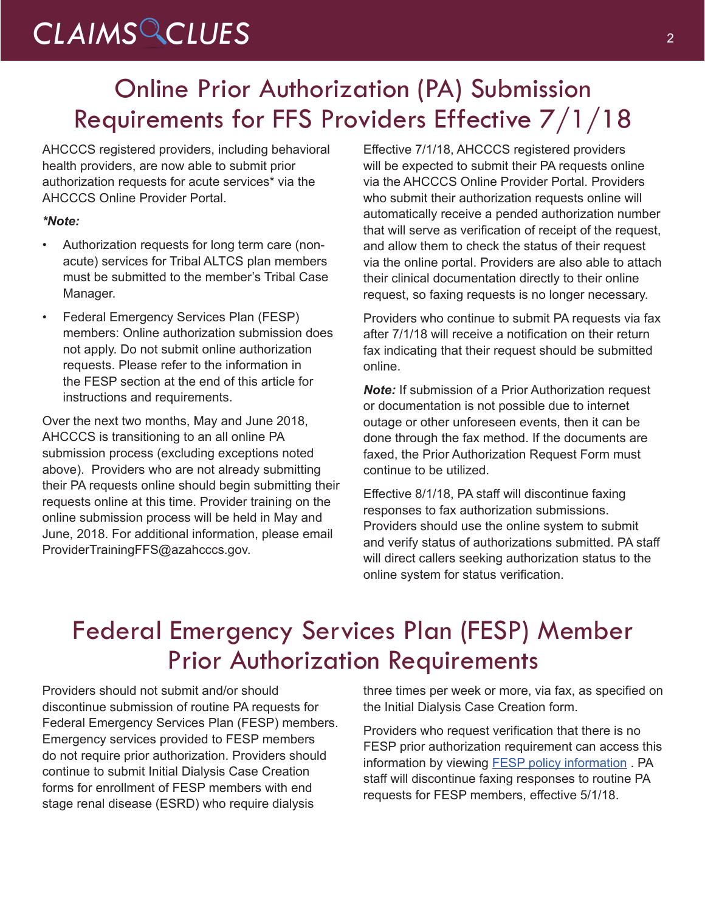# Online Prior Authorization (PA) Submission Requirements for FFS Providers Effective 7/1/18

AHCCCS registered providers, including behavioral health providers, are now able to submit prior authorization requests for acute services* via the AHCCCS Online Provider Portal.

***Note:***

- Authorization requests for long term care (non-acute) services for Tribal ALTCS plan members must be submitted to the member's Tribal Case Manager.
- Federal Emergency Services Plan (FESP) members: Online authorization submission does not apply. Do not submit online authorization requests. Please refer to the information in the FESP section at the end of this article for instructions and requirements.

Over the next two months, May and June 2018, AHCCCS is transitioning to an all online PA submission process (excluding exceptions noted above). Providers who are not already submitting their PA requests online should begin submitting their requests online at this time. Provider training on the online submission process will be held in May and June, 2018. For additional information, please email ProviderTrainingFFS@azahcccs.gov.

Effective 7/1/18, AHCCCS registered providers will be expected to submit their PA requests online via the AHCCCS Online Provider Portal. Providers who submit their authorization requests online will automatically receive a pended authorization number that will serve as verification of receipt of the request, and allow them to check the status of their request via the online portal. Providers are also able to attach their clinical documentation directly to their online request, so faxing requests is no longer necessary.

Providers who continue to submit PA requests via fax after 7/1/18 will receive a notification on their return fax indicating that their request should be submitted online.

***Note:*** If submission of a Prior Authorization request or documentation is not possible due to internet outage or other unforeseen events, then it can be done through the fax method. If the documents are faxed, the Prior Authorization Request Form must continue to be utilized.

Effective 8/1/18, PA staff will discontinue faxing responses to fax authorization submissions. Providers should use the online system to submit and verify status of authorizations submitted. PA staff will direct callers seeking authorization status to the online system for status verification.

# Federal Emergency Services Plan (FESP) Member Prior Authorization Requirements

Providers should not submit and/or should discontinue submission of routine PA requests for Federal Emergency Services Plan (FESP) members. Emergency services provided to FESP members do not require prior authorization. Providers should continue to submit Initial Dialysis Case Creation forms for enrollment of FESP members with end stage renal disease (ESRD) who require dialysis three times per week or more, via fax, as specified on the Initial Dialysis Case Creation form.

Providers who request verification that there is no FESP prior authorization requirement can access this information by viewing FESP policy information . PA staff will discontinue faxing responses to routine PA requests for FESP members, effective 5/1/18.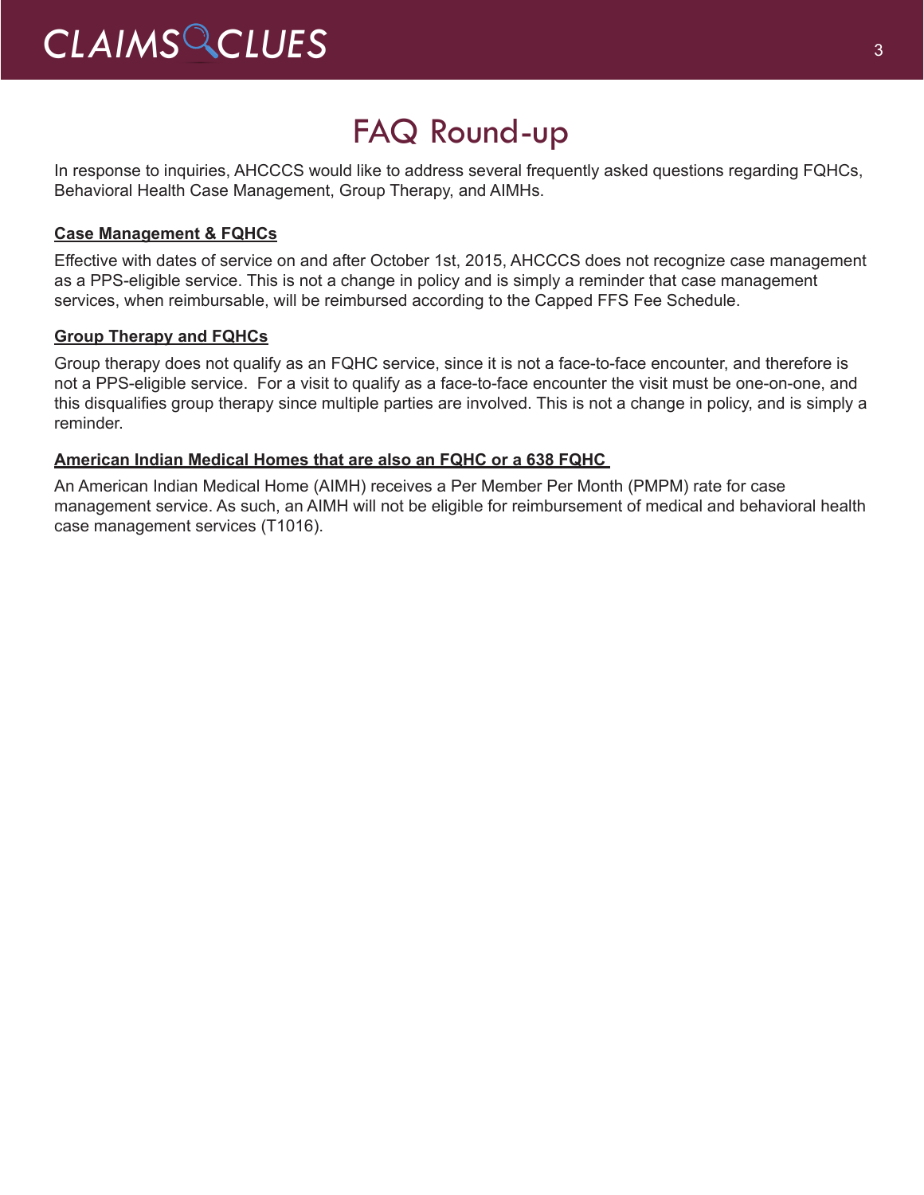# FAQ Round-up

In response to inquiries, AHCCCS would like to address several frequently asked questions regarding FQHCs, Behavioral Health Case Management, Group Therapy, and AIMHs.

**Case Management & FQHCs**

Effective with dates of service on and after October 1st, 2015, AHCCCS does not recognize case management as a PPS-eligible service. This is not a change in policy and is simply a reminder that case management services, when reimbursable, will be reimbursed according to the Capped FFS Fee Schedule.

**Group Therapy and FQHCs**

Group therapy does not qualify as an FQHC service, since it is not a face-to-face encounter, and therefore is not a PPS-eligible service. For a visit to qualify as a face-to-face encounter the visit must be one-on-one, and this disqualifies group therapy since multiple parties are involved. This is not a change in policy, and is simply a reminder.

**American Indian Medical Homes that are also an FQHC or a 638 FQHC**

An American Indian Medical Home (AIMH) receives a Per Member Per Month (PMPM) rate for case management service. As such, an AIMH will not be eligible for reimbursement of medical and behavioral health case management services (T1016).